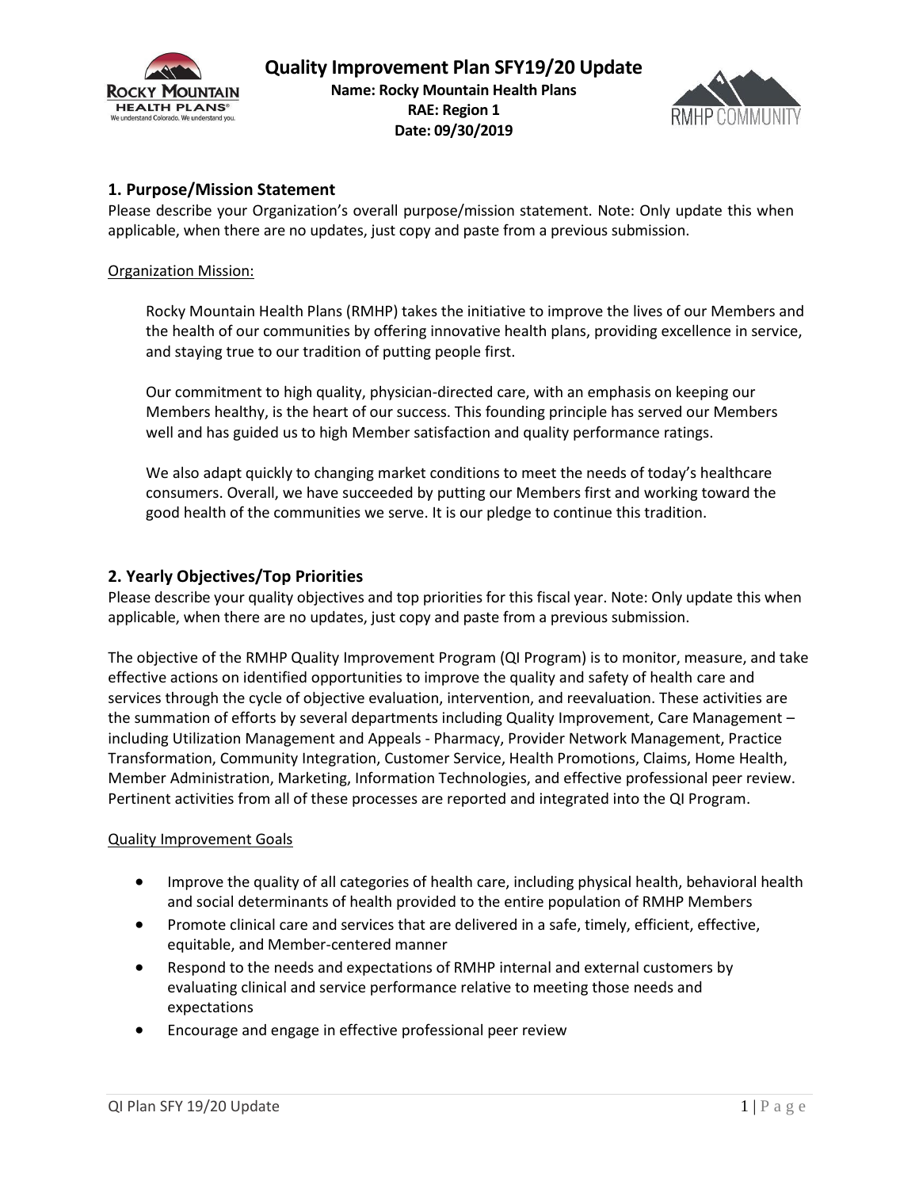# Quality Improvement Plan SFY19/20 Update

**Name: Rocky Mountain Health Plans**
**RAE: Region 1**
**Date: 09/30/2019**

## 1. Purpose/Mission Statement

Please describe your Organization's overall purpose/mission statement. Note: Only update this when applicable, when there are no updates, just copy and paste from a previous submission.

Organization Mission:

Rocky Mountain Health Plans (RMHP) takes the initiative to improve the lives of our Members and the health of our communities by offering innovative health plans, providing excellence in service, and staying true to our tradition of putting people first.

Our commitment to high quality, physician-directed care, with an emphasis on keeping our Members healthy, is the heart of our success. This founding principle has served our Members well and has guided us to high Member satisfaction and quality performance ratings.

We also adapt quickly to changing market conditions to meet the needs of today's healthcare consumers. Overall, we have succeeded by putting our Members first and working toward the good health of the communities we serve. It is our pledge to continue this tradition.

## 2. Yearly Objectives/Top Priorities

Please describe your quality objectives and top priorities for this fiscal year. Note: Only update this when applicable, when there are no updates, just copy and paste from a previous submission.

The objective of the RMHP Quality Improvement Program (QI Program) is to monitor, measure, and take effective actions on identified opportunities to improve the quality and safety of health care and services through the cycle of objective evaluation, intervention, and reevaluation. These activities are the summation of efforts by several departments including Quality Improvement, Care Management – including Utilization Management and Appeals - Pharmacy, Provider Network Management, Practice Transformation, Community Integration, Customer Service, Health Promotions, Claims, Home Health, Member Administration, Marketing, Information Technologies, and effective professional peer review. Pertinent activities from all of these processes are reported and integrated into the QI Program.

Quality Improvement Goals

- Improve the quality of all categories of health care, including physical health, behavioral health and social determinants of health provided to the entire population of RMHP Members
- Promote clinical care and services that are delivered in a safe, timely, efficient, effective, equitable, and Member-centered manner
- Respond to the needs and expectations of RMHP internal and external customers by evaluating clinical and service performance relative to meeting those needs and expectations
- Encourage and engage in effective professional peer review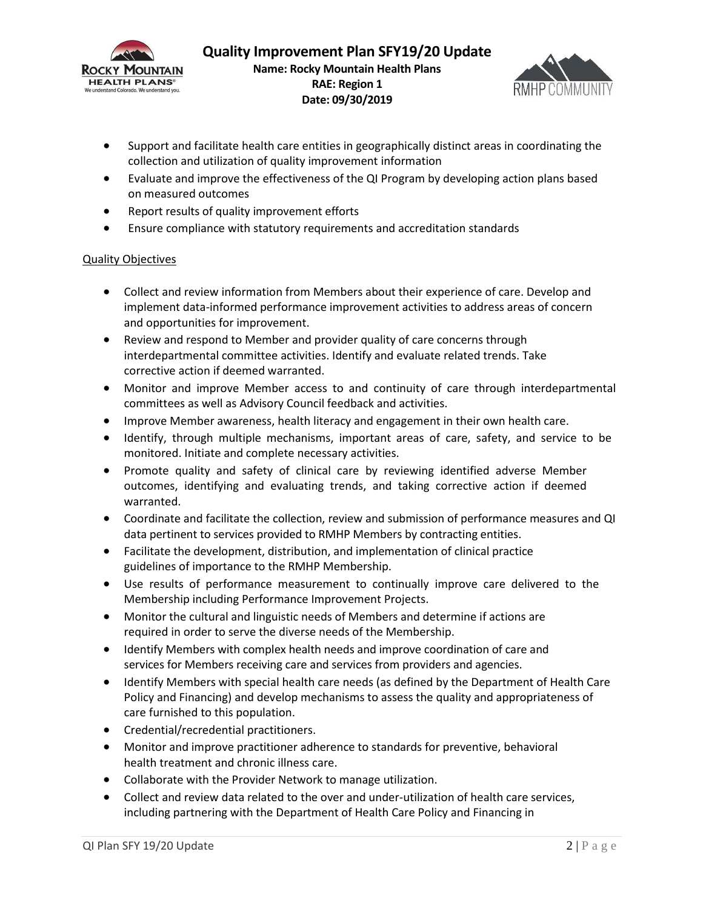- Support and facilitate health care entities in geographically distinct areas in coordinating the collection and utilization of quality improvement information
- Evaluate and improve the effectiveness of the QI Program by developing action plans based on measured outcomes
- Report results of quality improvement efforts
- Ensure compliance with statutory requirements and accreditation standards

Quality Objectives

- Collect and review information from Members about their experience of care. Develop and implement data-informed performance improvement activities to address areas of concern and opportunities for improvement.
- Review and respond to Member and provider quality of care concerns through interdepartmental committee activities. Identify and evaluate related trends. Take corrective action if deemed warranted.
- Monitor and improve Member access to and continuity of care through interdepartmental committees as well as Advisory Council feedback and activities.
- Improve Member awareness, health literacy and engagement in their own health care.
- Identify, through multiple mechanisms, important areas of care, safety, and service to be monitored. Initiate and complete necessary activities.
- Promote quality and safety of clinical care by reviewing identified adverse Member outcomes, identifying and evaluating trends, and taking corrective action if deemed warranted.
- Coordinate and facilitate the collection, review and submission of performance measures and QI data pertinent to services provided to RMHP Members by contracting entities.
- Facilitate the development, distribution, and implementation of clinical practice guidelines of importance to the RMHP Membership.
- Use results of performance measurement to continually improve care delivered to the Membership including Performance Improvement Projects.
- Monitor the cultural and linguistic needs of Members and determine if actions are required in order to serve the diverse needs of the Membership.
- Identify Members with complex health needs and improve coordination of care and services for Members receiving care and services from providers and agencies.
- Identify Members with special health care needs (as defined by the Department of Health Care Policy and Financing) and develop mechanisms to assess the quality and appropriateness of care furnished to this population.
- Credential/recredential practitioners.
- Monitor and improve practitioner adherence to standards for preventive, behavioral health treatment and chronic illness care.
- Collaborate with the Provider Network to manage utilization.
- Collect and review data related to the over and under-utilization of health care services, including partnering with the Department of Health Care Policy and Financing in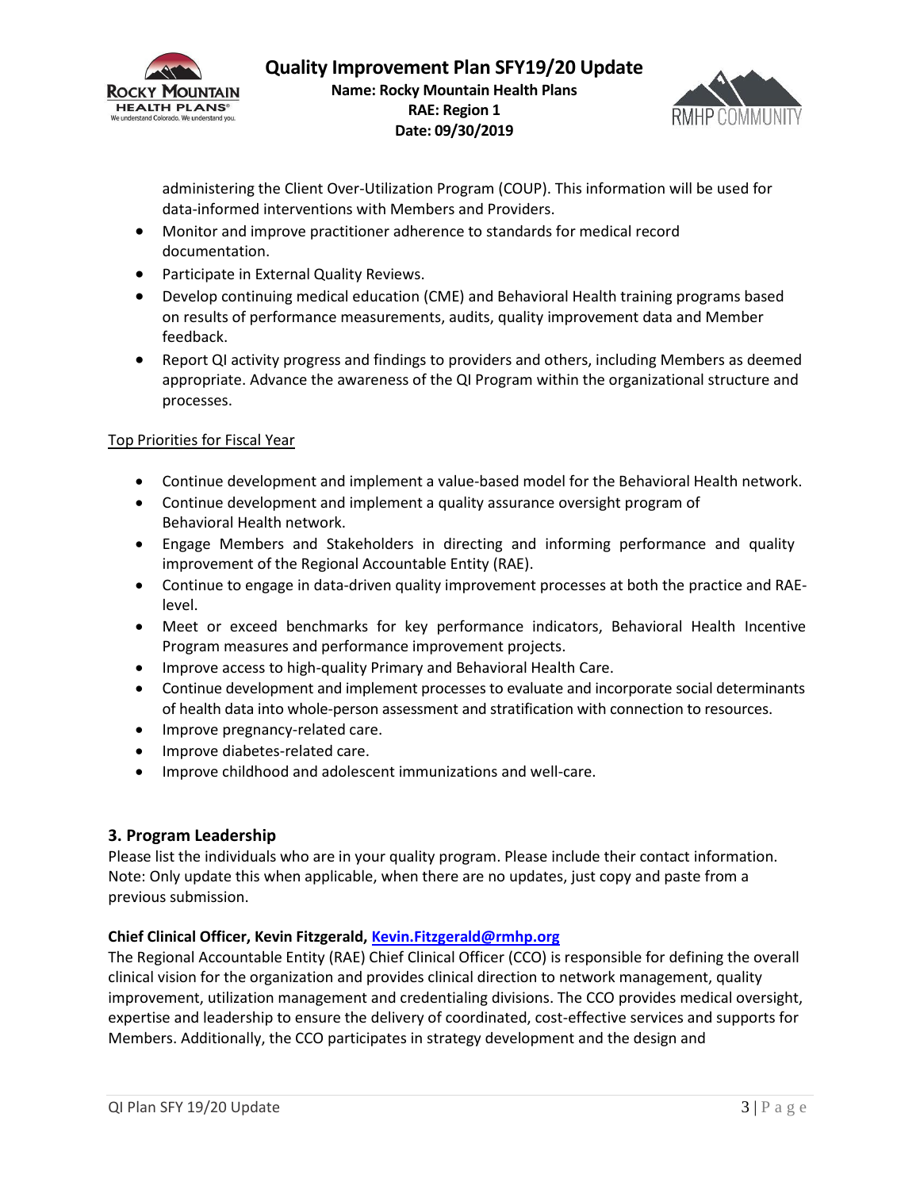administering the Client Over-Utilization Program (COUP). This information will be used for data-informed interventions with Members and Providers.

- Monitor and improve practitioner adherence to standards for medical record documentation.
- Participate in External Quality Reviews.
- Develop continuing medical education (CME) and Behavioral Health training programs based on results of performance measurements, audits, quality improvement data and Member feedback.
- Report QI activity progress and findings to providers and others, including Members as deemed appropriate. Advance the awareness of the QI Program within the organizational structure and processes.

Top Priorities for Fiscal Year

- Continue development and implement a value-based model for the Behavioral Health network.
- Continue development and implement a quality assurance oversight program of Behavioral Health network.
- Engage Members and Stakeholders in directing and informing performance and quality improvement of the Regional Accountable Entity (RAE).
- Continue to engage in data-driven quality improvement processes at both the practice and RAE-level.
- Meet or exceed benchmarks for key performance indicators, Behavioral Health Incentive Program measures and performance improvement projects.
- Improve access to high-quality Primary and Behavioral Health Care.
- Continue development and implement processes to evaluate and incorporate social determinants of health data into whole-person assessment and stratification with connection to resources.
- Improve pregnancy-related care.
- Improve diabetes-related care.
- Improve childhood and adolescent immunizations and well-care.

## 3. Program Leadership

Please list the individuals who are in your quality program. Please include their contact information. Note: Only update this when applicable, when there are no updates, just copy and paste from a previous submission.

**Chief Clinical Officer, Kevin Fitzgerald, Kevin.Fitzgerald@rmhp.org**

The Regional Accountable Entity (RAE) Chief Clinical Officer (CCO) is responsible for defining the overall clinical vision for the organization and provides clinical direction to network management, quality improvement, utilization management and credentialing divisions. The CCO provides medical oversight, expertise and leadership to ensure the delivery of coordinated, cost-effective services and supports for Members. Additionally, the CCO participates in strategy development and the design and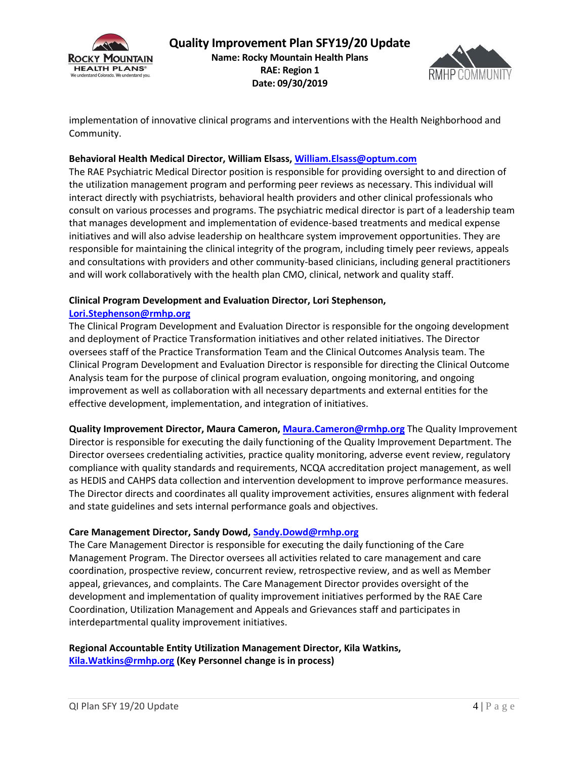implementation of innovative clinical programs and interventions with the Health Neighborhood and Community.

**Behavioral Health Medical Director, William Elsass, William.Elsass@optum.com**
The RAE Psychiatric Medical Director position is responsible for providing oversight to and direction of the utilization management program and performing peer reviews as necessary. This individual will interact directly with psychiatrists, behavioral health providers and other clinical professionals who consult on various processes and programs. The psychiatric medical director is part of a leadership team that manages development and implementation of evidence-based treatments and medical expense initiatives and will also advise leadership on healthcare system improvement opportunities. They are responsible for maintaining the clinical integrity of the program, including timely peer reviews, appeals and consultations with providers and other community-based clinicians, including general practitioners and will work collaboratively with the health plan CMO, clinical, network and quality staff.

**Clinical Program Development and Evaluation Director, Lori Stephenson, Lori.Stephenson@rmhp.org**
The Clinical Program Development and Evaluation Director is responsible for the ongoing development and deployment of Practice Transformation initiatives and other related initiatives. The Director oversees staff of the Practice Transformation Team and the Clinical Outcomes Analysis team. The Clinical Program Development and Evaluation Director is responsible for directing the Clinical Outcome Analysis team for the purpose of clinical program evaluation, ongoing monitoring, and ongoing improvement as well as collaboration with all necessary departments and external entities for the effective development, implementation, and integration of initiatives.

**Quality Improvement Director, Maura Cameron, Maura.Cameron@rmhp.org** The Quality Improvement Director is responsible for executing the daily functioning of the Quality Improvement Department. The Director oversees credentialing activities, practice quality monitoring, adverse event review, regulatory compliance with quality standards and requirements, NCQA accreditation project management, as well as HEDIS and CAHPS data collection and intervention development to improve performance measures. The Director directs and coordinates all quality improvement activities, ensures alignment with federal and state guidelines and sets internal performance goals and objectives.

**Care Management Director, Sandy Dowd, Sandy.Dowd@rmhp.org**
The Care Management Director is responsible for executing the daily functioning of the Care Management Program. The Director oversees all activities related to care management and care coordination, prospective review, concurrent review, retrospective review, and as well as Member appeal, grievances, and complaints. The Care Management Director provides oversight of the development and implementation of quality improvement initiatives performed by the RAE Care Coordination, Utilization Management and Appeals and Grievances staff and participates in interdepartmental quality improvement initiatives.

**Regional Accountable Entity Utilization Management Director, Kila Watkins, Kila.Watkins@rmhp.org (Key Personnel change is in process)**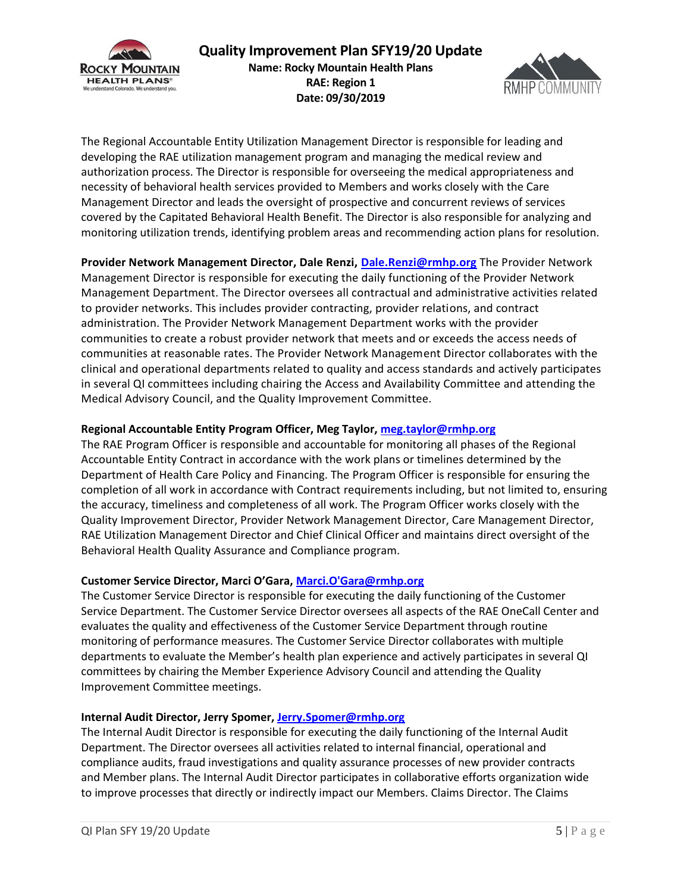The Regional Accountable Entity Utilization Management Director is responsible for leading and developing the RAE utilization management program and managing the medical review and authorization process. The Director is responsible for overseeing the medical appropriateness and necessity of behavioral health services provided to Members and works closely with the Care Management Director and leads the oversight of prospective and concurrent reviews of services covered by the Capitated Behavioral Health Benefit. The Director is also responsible for analyzing and monitoring utilization trends, identifying problem areas and recommending action plans for resolution.

**Provider Network Management Director, Dale Renzi, Dale.Renzi@rmhp.org** The Provider Network Management Director is responsible for executing the daily functioning of the Provider Network Management Department. The Director oversees all contractual and administrative activities related to provider networks. This includes provider contracting, provider relations, and contract administration. The Provider Network Management Department works with the provider communities to create a robust provider network that meets and or exceeds the access needs of communities at reasonable rates. The Provider Network Management Director collaborates with the clinical and operational departments related to quality and access standards and actively participates in several QI committees including chairing the Access and Availability Committee and attending the Medical Advisory Council, and the Quality Improvement Committee.

**Regional Accountable Entity Program Officer, Meg Taylor, meg.taylor@rmhp.org**
The RAE Program Officer is responsible and accountable for monitoring all phases of the Regional Accountable Entity Contract in accordance with the work plans or timelines determined by the Department of Health Care Policy and Financing. The Program Officer is responsible for ensuring the completion of all work in accordance with Contract requirements including, but not limited to, ensuring the accuracy, timeliness and completeness of all work. The Program Officer works closely with the Quality Improvement Director, Provider Network Management Director, Care Management Director, RAE Utilization Management Director and Chief Clinical Officer and maintains direct oversight of the Behavioral Health Quality Assurance and Compliance program.

**Customer Service Director, Marci O'Gara, Marci.O'Gara@rmhp.org**
The Customer Service Director is responsible for executing the daily functioning of the Customer Service Department. The Customer Service Director oversees all aspects of the RAE OneCall Center and evaluates the quality and effectiveness of the Customer Service Department through routine monitoring of performance measures. The Customer Service Director collaborates with multiple departments to evaluate the Member's health plan experience and actively participates in several QI committees by chairing the Member Experience Advisory Council and attending the Quality Improvement Committee meetings.

**Internal Audit Director, Jerry Spomer, Jerry.Spomer@rmhp.org**
The Internal Audit Director is responsible for executing the daily functioning of the Internal Audit Department. The Director oversees all activities related to internal financial, operational and compliance audits, fraud investigations and quality assurance processes of new provider contracts and Member plans. The Internal Audit Director participates in collaborative efforts organization wide to improve processes that directly or indirectly impact our Members. Claims Director. The Claims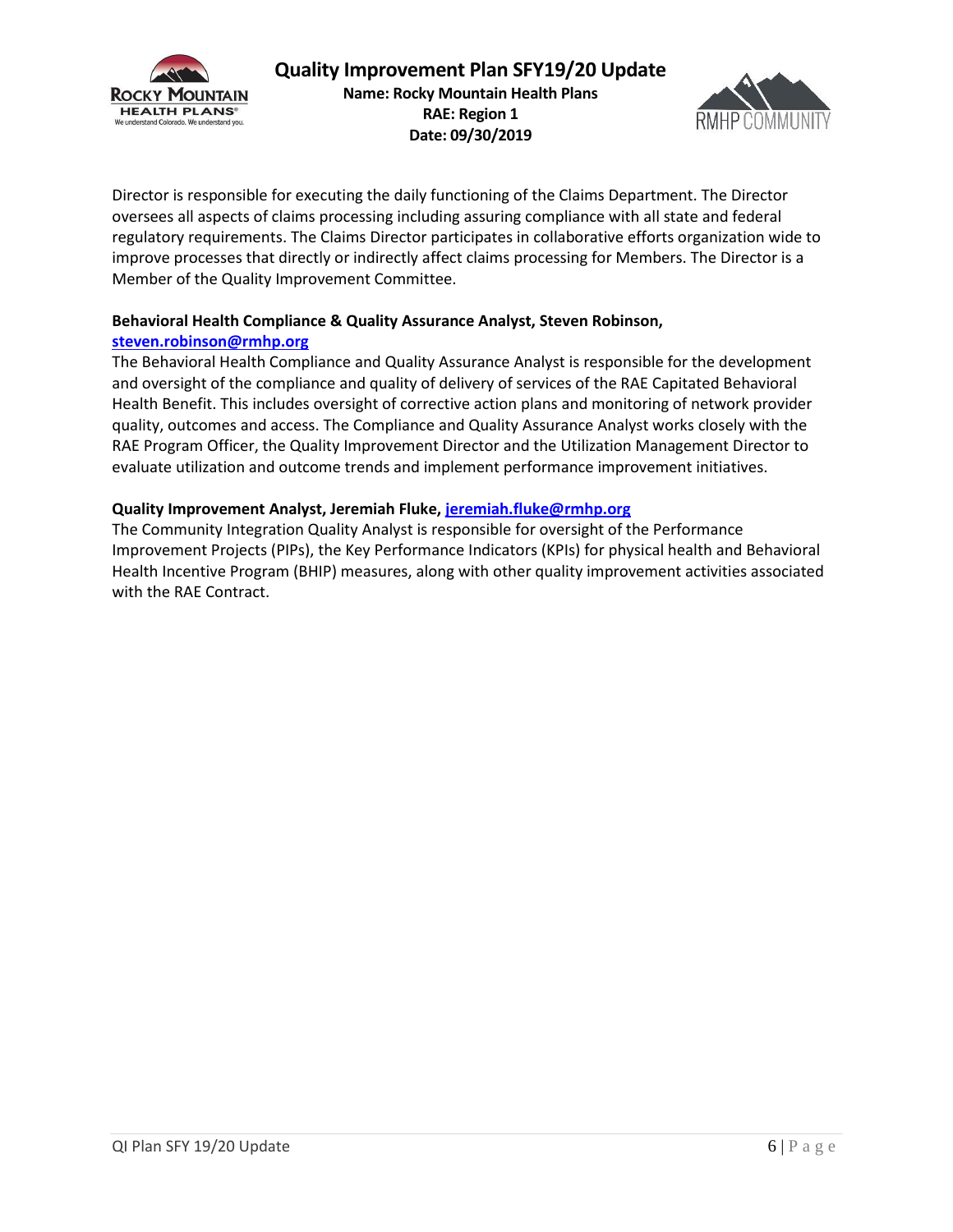Director is responsible for executing the daily functioning of the Claims Department. The Director oversees all aspects of claims processing including assuring compliance with all state and federal regulatory requirements. The Claims Director participates in collaborative efforts organization wide to improve processes that directly or indirectly affect claims processing for Members. The Director is a Member of the Quality Improvement Committee.

**Behavioral Health Compliance & Quality Assurance Analyst, Steven Robinson, steven.robinson@rmhp.org**

The Behavioral Health Compliance and Quality Assurance Analyst is responsible for the development and oversight of the compliance and quality of delivery of services of the RAE Capitated Behavioral Health Benefit. This includes oversight of corrective action plans and monitoring of network provider quality, outcomes and access. The Compliance and Quality Assurance Analyst works closely with the RAE Program Officer, the Quality Improvement Director and the Utilization Management Director to evaluate utilization and outcome trends and implement performance improvement initiatives.

**Quality Improvement Analyst, Jeremiah Fluke, jeremiah.fluke@rmhp.org**

The Community Integration Quality Analyst is responsible for oversight of the Performance Improvement Projects (PIPs), the Key Performance Indicators (KPIs) for physical health and Behavioral Health Incentive Program (BHIP) measures, along with other quality improvement activities associated with the RAE Contract.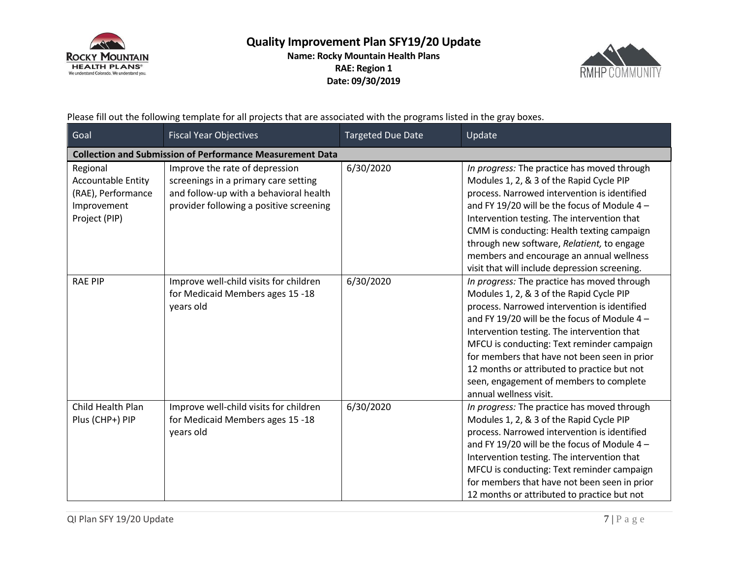# Quality Improvement Plan SFY19/20 Update

**Name: Rocky Mountain Health Plans**

**RAE: Region 1**

**Date: 09/30/2019**

Please fill out the following template for all projects that are associated with the programs listed in the gray boxes.

| Goal | Fiscal Year Objectives | Targeted Due Date | Update |
|---|---|---|---|
| **Collection and Submission of Performance Measurement Data** | | | |
| Regional Accountable Entity (RAE), Performance Improvement Project (PIP) | Improve the rate of depression screenings in a primary care setting and follow-up with a behavioral health provider following a positive screening | 6/30/2020 | *In progress:* The practice has moved through Modules 1, 2, & 3 of the Rapid Cycle PIP process. Narrowed intervention is identified and FY 19/20 will be the focus of Module 4 – Intervention testing. The intervention that CMM is conducting: Health texting campaign through new software, *Relatient,* to engage members and encourage an annual wellness visit that will include depression screening. |
| RAE PIP | Improve well-child visits for children for Medicaid Members ages 15 -18 years old | 6/30/2020 | *In progress:* The practice has moved through Modules 1, 2, & 3 of the Rapid Cycle PIP process. Narrowed intervention is identified and FY 19/20 will be the focus of Module 4 – Intervention testing. The intervention that MFCU is conducting: Text reminder campaign for members that have not been seen in prior 12 months or attributed to practice but not seen, engagement of members to complete annual wellness visit. |
| Child Health Plan Plus (CHP+) PIP | Improve well-child visits for children for Medicaid Members ages 15 -18 years old | 6/30/2020 | *In progress:* The practice has moved through Modules 1, 2, & 3 of the Rapid Cycle PIP process. Narrowed intervention is identified and FY 19/20 will be the focus of Module 4 – Intervention testing. The intervention that MFCU is conducting: Text reminder campaign for members that have not been seen in prior 12 months or attributed to practice but not |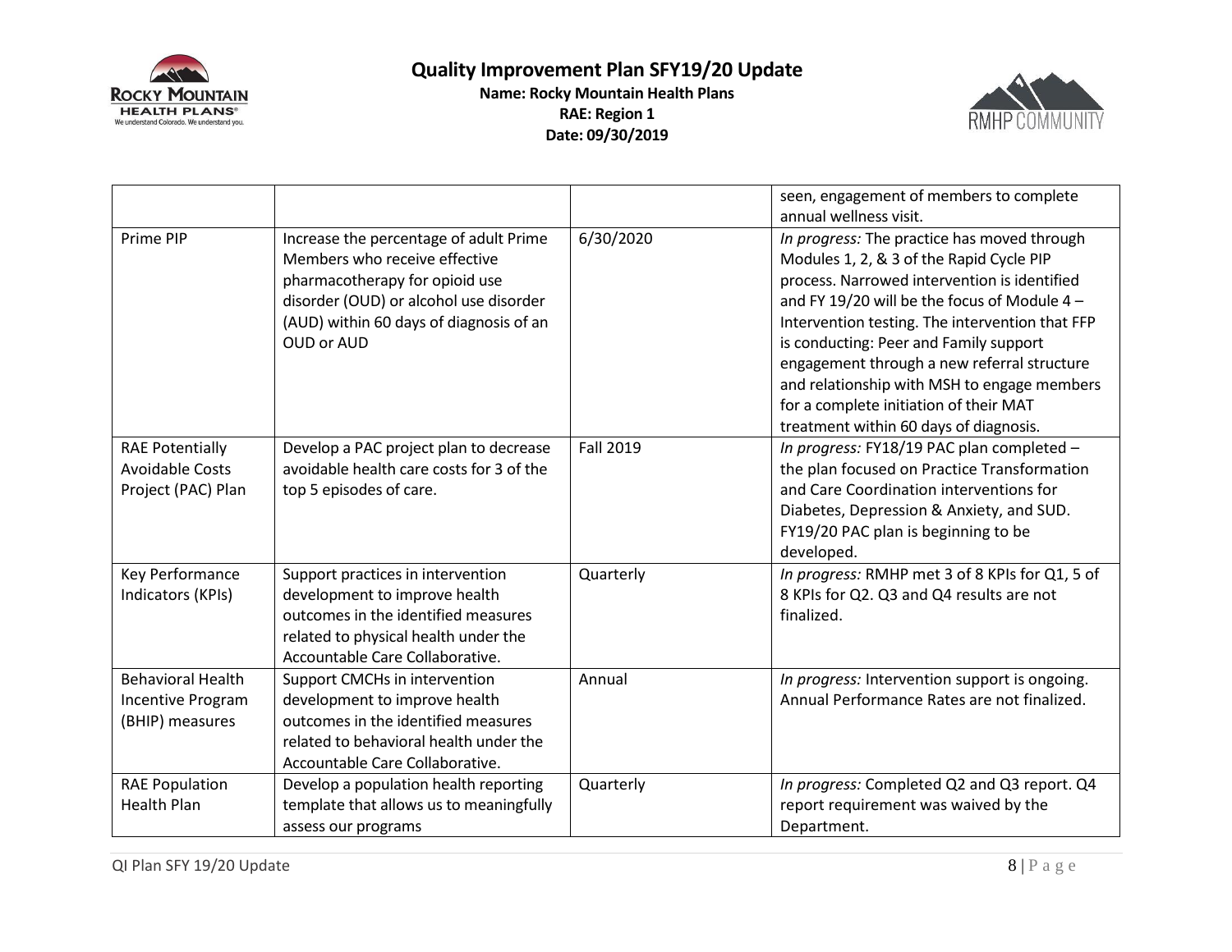| | | | seen, engagement of members to complete annual wellness visit. |
|---|---|---|---|
| Prime PIP | Increase the percentage of adult Prime Members who receive effective pharmacotherapy for opioid use disorder (OUD) or alcohol use disorder (AUD) within 60 days of diagnosis of an OUD or AUD | 6/30/2020 | *In progress:* The practice has moved through Modules 1, 2, & 3 of the Rapid Cycle PIP process. Narrowed intervention is identified and FY 19/20 will be the focus of Module 4 – Intervention testing. The intervention that FFP is conducting: Peer and Family support engagement through a new referral structure and relationship with MSH to engage members for a complete initiation of their MAT treatment within 60 days of diagnosis. |
| RAE Potentially Avoidable Costs Project (PAC) Plan | Develop a PAC project plan to decrease avoidable health care costs for 3 of the top 5 episodes of care. | Fall 2019 | *In progress:* FY18/19 PAC plan completed – the plan focused on Practice Transformation and Care Coordination interventions for Diabetes, Depression & Anxiety, and SUD. FY19/20 PAC plan is beginning to be developed. |
| Key Performance Indicators (KPIs) | Support practices in intervention development to improve health outcomes in the identified measures related to physical health under the Accountable Care Collaborative. | Quarterly | *In progress:* RMHP met 3 of 8 KPIs for Q1, 5 of 8 KPIs for Q2. Q3 and Q4 results are not finalized. |
| Behavioral Health Incentive Program (BHIP) measures | Support CMCHs in intervention development to improve health outcomes in the identified measures related to behavioral health under the Accountable Care Collaborative. | Annual | *In progress:* Intervention support is ongoing. Annual Performance Rates are not finalized. |
| RAE Population Health Plan | Develop a population health reporting template that allows us to meaningfully assess our programs | Quarterly | *In progress:* Completed Q2 and Q3 report. Q4 report requirement was waived by the Department. |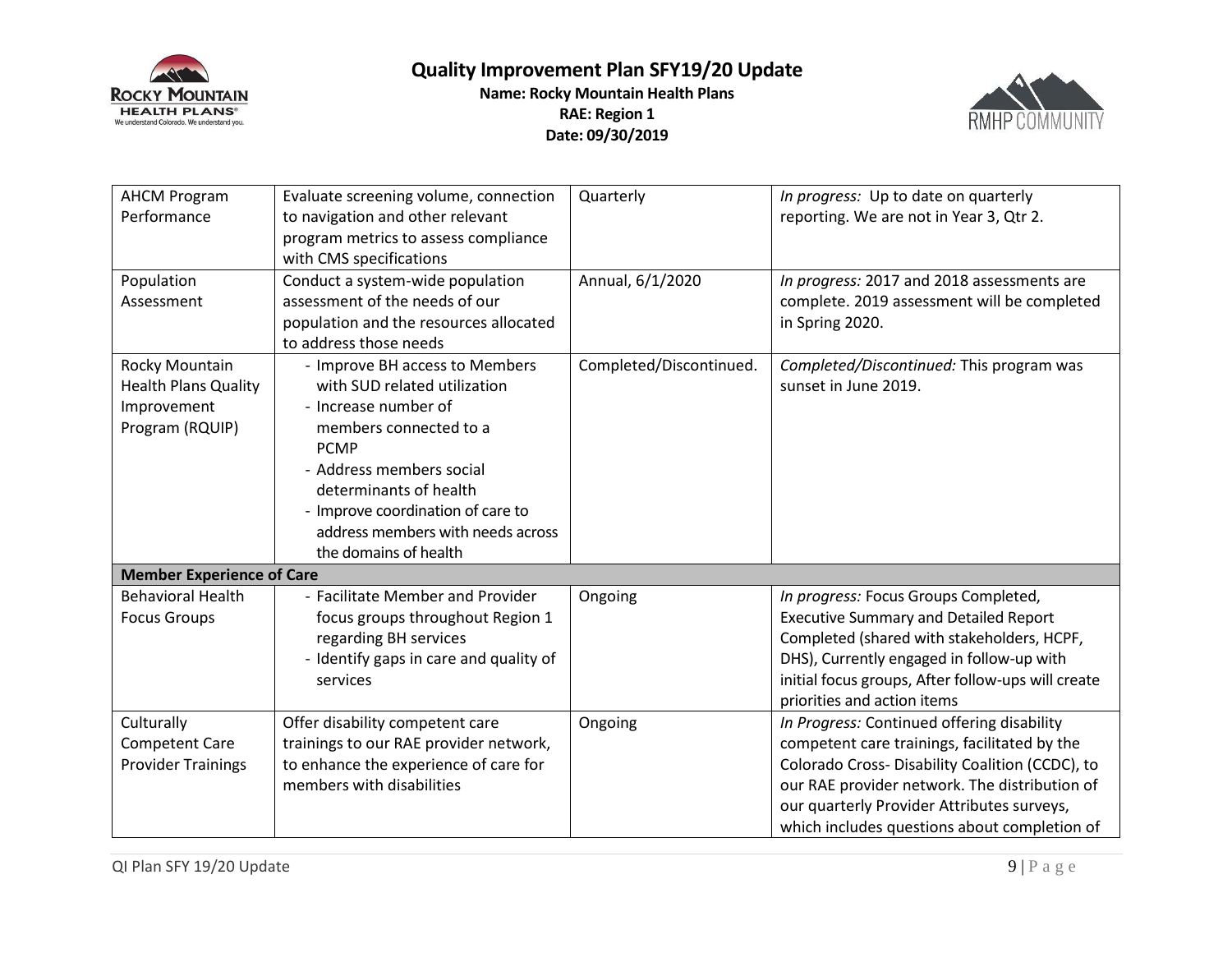| AHCM Program Performance | Evaluate screening volume, connection to navigation and other relevant program metrics to assess compliance with CMS specifications | Quarterly | *In progress:* Up to date on quarterly reporting. We are not in Year 3, Qtr 2. |
|---|---|---|---|
| Population Assessment | Conduct a system-wide population assessment of the needs of our population and the resources allocated to address those needs | Annual, 6/1/2020 | *In progress:* 2017 and 2018 assessments are complete. 2019 assessment will be completed in Spring 2020. |
| Rocky Mountain Health Plans Quality Improvement Program (RQUIP) | - Improve BH access to Members with SUD related utilization<br>- Increase number of members connected to a PCMP<br>- Address members social determinants of health<br>- Improve coordination of care to address members with needs across the domains of health | Completed/Discontinued. | *Completed/Discontinued:* This program was sunset in June 2019. |
| **Member Experience of Care** | | | |
| Behavioral Health Focus Groups | - Facilitate Member and Provider focus groups throughout Region 1 regarding BH services<br>- Identify gaps in care and quality of services | Ongoing | *In progress:* Focus Groups Completed, Executive Summary and Detailed Report Completed (shared with stakeholders, HCPF, DHS), Currently engaged in follow-up with initial focus groups, After follow-ups will create priorities and action items |
| Culturally Competent Care Provider Trainings | Offer disability competent care trainings to our RAE provider network, to enhance the experience of care for members with disabilities | Ongoing | *In Progress:* Continued offering disability competent care trainings, facilitated by the Colorado Cross- Disability Coalition (CCDC), to our RAE provider network. The distribution of our quarterly Provider Attributes surveys, which includes questions about completion of |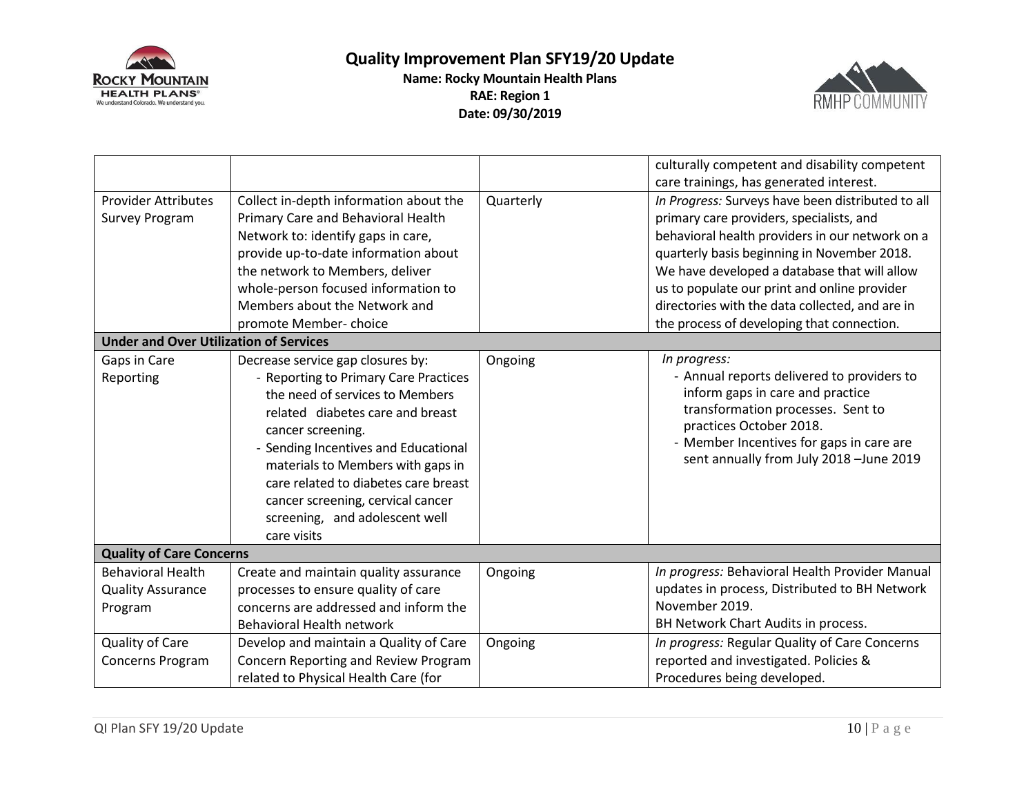| | | | |
|---|---|---|---|
| | | | culturally competent and disability competent care trainings, has generated interest. |
| Provider Attributes Survey Program | Collect in-depth information about the Primary Care and Behavioral Health Network to: identify gaps in care, provide up-to-date information about the network to Members, deliver whole-person focused information to Members about the Network and promote Member- choice | Quarterly | *In Progress:* Surveys have been distributed to all primary care providers, specialists, and behavioral health providers in our network on a quarterly basis beginning in November 2018. We have developed a database that will allow us to populate our print and online provider directories with the data collected, and are in the process of developing that connection. |
| **Under and Over Utilization of Services** | | | |
| Gaps in Care Reporting | Decrease service gap closures by:<br>- Reporting to Primary Care Practices the need of services to Members related diabetes care and breast cancer screening.<br>- Sending Incentives and Educational materials to Members with gaps in care related to diabetes care breast cancer screening, cervical cancer screening, and adolescent well care visits | Ongoing | *In progress:*<br>- Annual reports delivered to providers to inform gaps in care and practice transformation processes. Sent to practices October 2018.<br>- Member Incentives for gaps in care are sent annually from July 2018 –June 2019 |
| **Quality of Care Concerns** | | | |
| Behavioral Health Quality Assurance Program | Create and maintain quality assurance processes to ensure quality of care concerns are addressed and inform the Behavioral Health network | Ongoing | *In progress:* Behavioral Health Provider Manual updates in process, Distributed to BH Network November 2019.<br>BH Network Chart Audits in process. |
| Quality of Care Concerns Program | Develop and maintain a Quality of Care Concern Reporting and Review Program related to Physical Health Care (for | Ongoing | *In progress:* Regular Quality of Care Concerns reported and investigated. Policies & Procedures being developed. |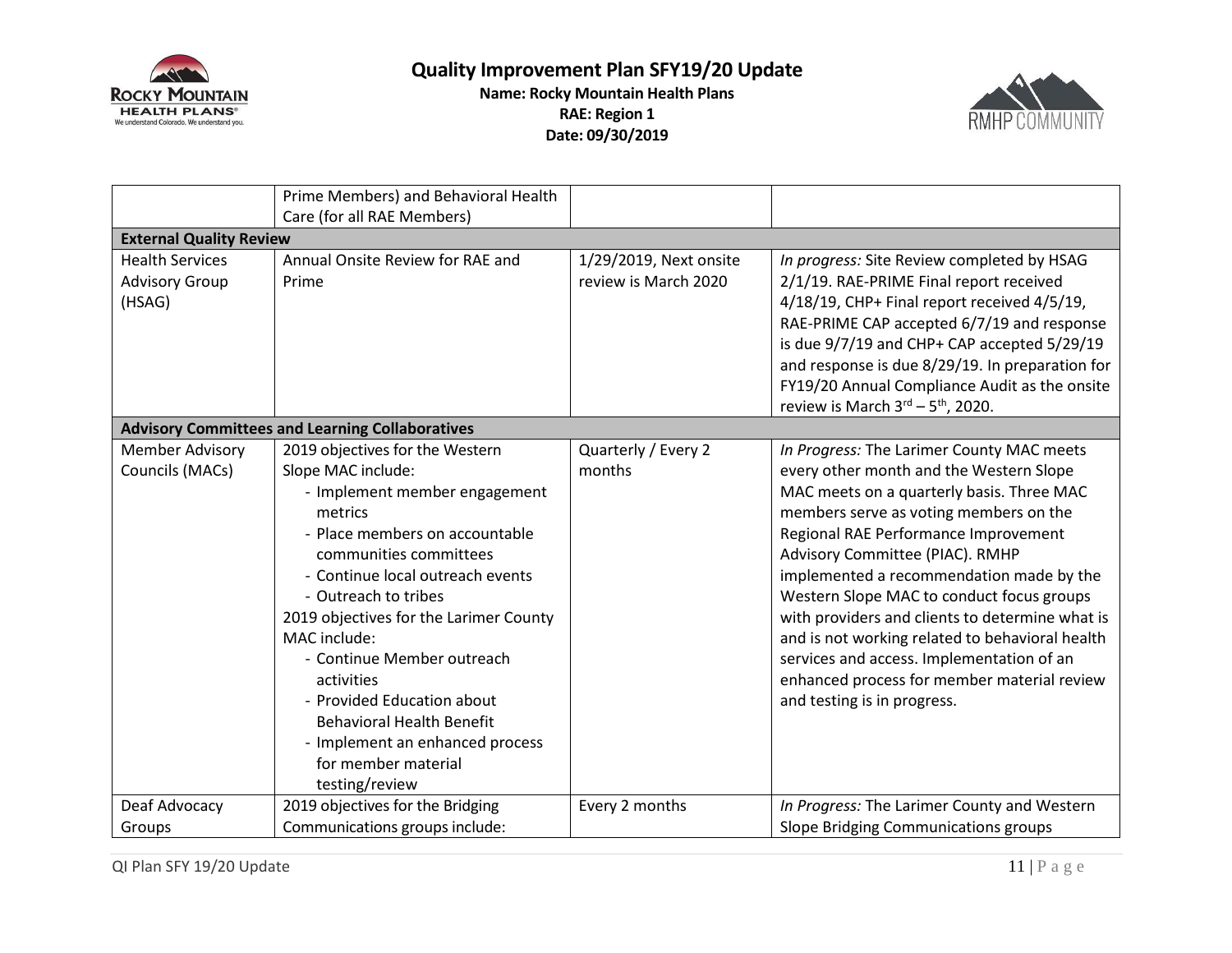| | | | |
|---|---|---|---|
| | Prime Members) and Behavioral Health Care (for all RAE Members) | | |
| **External Quality Review** | | | |
| Health Services Advisory Group (HSAG) | Annual Onsite Review for RAE and Prime | 1/29/2019, Next onsite review is March 2020 | *In progress:* Site Review completed by HSAG 2/1/19. RAE-PRIME Final report received 4/18/19, CHP+ Final report received 4/5/19, RAE-PRIME CAP accepted 6/7/19 and response is due 9/7/19 and CHP+ CAP accepted 5/29/19 and response is due 8/29/19. In preparation for FY19/20 Annual Compliance Audit as the onsite review is March 3rd – 5th, 2020. |
| **Advisory Committees and Learning Collaboratives** | | | |
| Member Advisory Councils (MACs) | 2019 objectives for the Western Slope MAC include:<br>- Implement member engagement metrics<br>- Place members on accountable communities committees<br>- Continue local outreach events<br>- Outreach to tribes<br>2019 objectives for the Larimer County MAC include:<br>- Continue Member outreach activities<br>- Provided Education about Behavioral Health Benefit<br>- Implement an enhanced process for member material testing/review | Quarterly / Every 2 months | *In Progress:* The Larimer County MAC meets every other month and the Western Slope MAC meets on a quarterly basis. Three MAC members serve as voting members on the Regional RAE Performance Improvement Advisory Committee (PIAC). RMHP implemented a recommendation made by the Western Slope MAC to conduct focus groups with providers and clients to determine what is and is not working related to behavioral health services and access. Implementation of an enhanced process for member material review and testing is in progress. |
| Deaf Advocacy Groups | 2019 objectives for the Bridging Communications groups include: | Every 2 months | *In Progress:* The Larimer County and Western Slope Bridging Communications groups |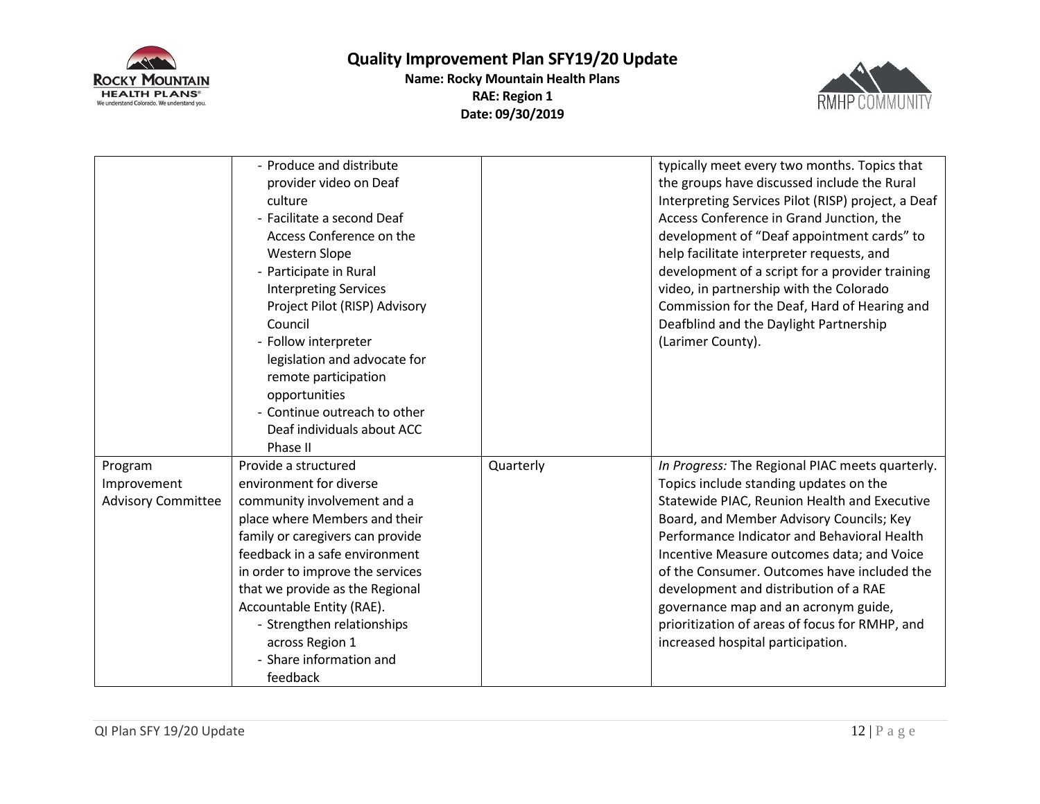| | | | |
|---|---|---|---|
| | - Produce and distribute provider video on Deaf culture<br>- Facilitate a second Deaf Access Conference on the Western Slope<br>- Participate in Rural Interpreting Services Project Pilot (RISP) Advisory Council<br>- Follow interpreter legislation and advocate for remote participation opportunities<br>- Continue outreach to other Deaf individuals about ACC Phase II | | typically meet every two months. Topics that the groups have discussed include the Rural Interpreting Services Pilot (RISP) project, a Deaf Access Conference in Grand Junction, the development of "Deaf appointment cards" to help facilitate interpreter requests, and development of a script for a provider training video, in partnership with the Colorado Commission for the Deaf, Hard of Hearing and Deafblind and the Daylight Partnership (Larimer County). |
| Program Improvement Advisory Committee | Provide a structured environment for diverse community involvement and a place where Members and their family or caregivers can provide feedback in a safe environment in order to improve the services that we provide as the Regional Accountable Entity (RAE).<br>- Strengthen relationships across Region 1<br>- Share information and feedback | Quarterly | *In Progress:* The Regional PIAC meets quarterly. Topics include standing updates on the Statewide PIAC, Reunion Health and Executive Board, and Member Advisory Councils; Key Performance Indicator and Behavioral Health Incentive Measure outcomes data; and Voice of the Consumer. Outcomes have included the development and distribution of a RAE governance map and an acronym guide, prioritization of areas of focus for RMHP, and increased hospital participation. |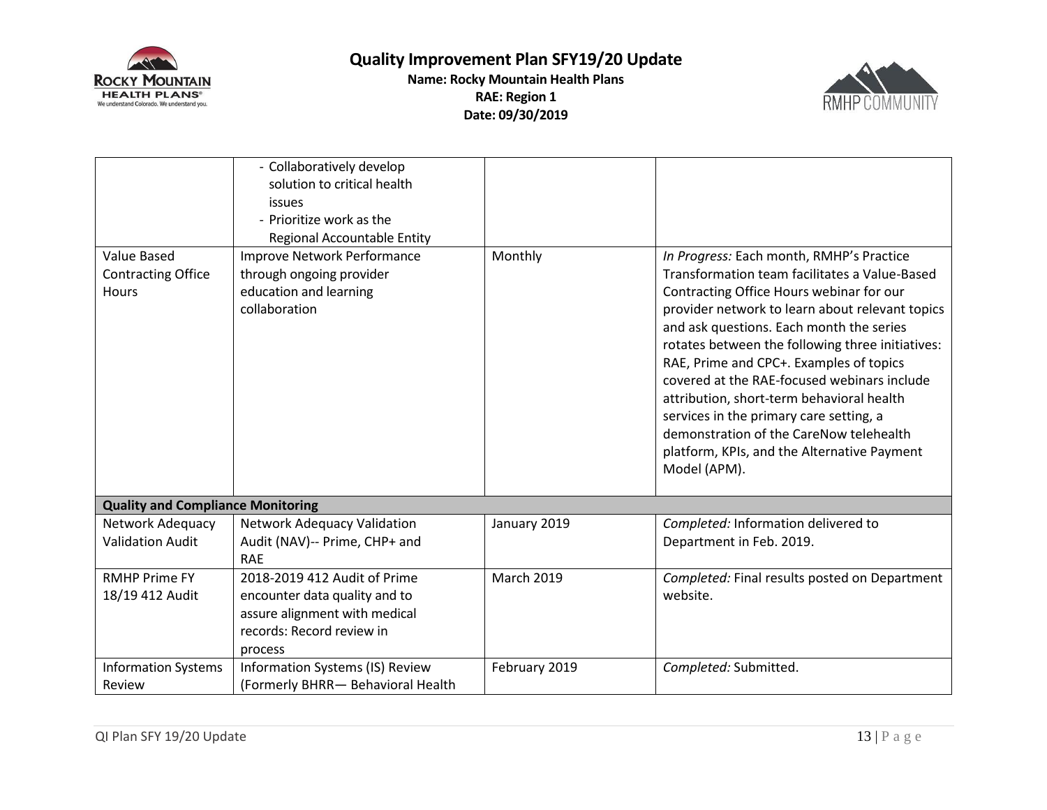# Quality Improvement Plan SFY19/20 Update

**Name: Rocky Mountain Health Plans**
**RAE: Region 1**
**Date: 09/30/2019**

| | | | |
|---|---|---|---|
| | - Collaboratively develop solution to critical health issues<br>- Prioritize work as the Regional Accountable Entity | | |
| Value Based Contracting Office Hours | Improve Network Performance through ongoing provider education and learning collaboration | Monthly | *In Progress:* Each month, RMHP's Practice Transformation team facilitates a Value-Based Contracting Office Hours webinar for our provider network to learn about relevant topics and ask questions. Each month the series rotates between the following three initiatives: RAE, Prime and CPC+. Examples of topics covered at the RAE-focused webinars include attribution, short-term behavioral health services in the primary care setting, a demonstration of the CareNow telehealth platform, KPIs, and the Alternative Payment Model (APM). |
| **Quality and Compliance Monitoring** | | | |
| Network Adequacy Validation Audit | Network Adequacy Validation Audit (NAV)-- Prime, CHP+ and RAE | January 2019 | *Completed:* Information delivered to Department in Feb. 2019. |
| RMHP Prime FY 18/19 412 Audit | 2018-2019 412 Audit of Prime encounter data quality and to assure alignment with medical records: Record review in process | March 2019 | *Completed:* Final results posted on Department website. |
| Information Systems Review | Information Systems (IS) Review (Formerly BHRR— Behavioral Health | February 2019 | *Completed:* Submitted. |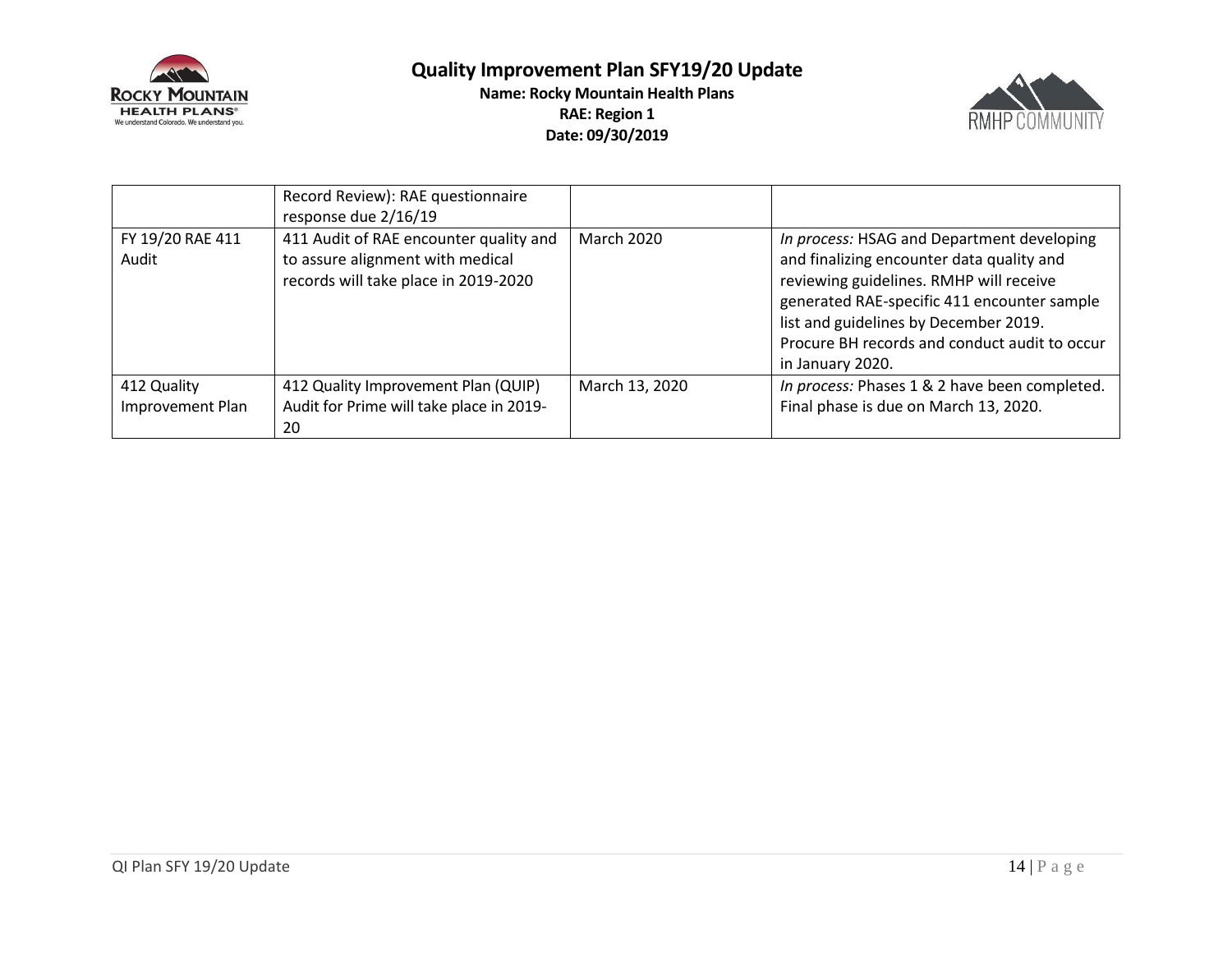| | | | |
|---|---|---|---|
| | Record Review): RAE questionnaire response due 2/16/19 | | |
| FY 19/20 RAE 411 Audit | 411 Audit of RAE encounter quality and to assure alignment with medical records will take place in 2019-2020 | March 2020 | *In process:* HSAG and Department developing and finalizing encounter data quality and reviewing guidelines. RMHP will receive generated RAE-specific 411 encounter sample list and guidelines by December 2019. Procure BH records and conduct audit to occur in January 2020. |
| 412 Quality Improvement Plan | 412 Quality Improvement Plan (QUIP) Audit for Prime will take place in 2019-20 | March 13, 2020 | *In process:* Phases 1 & 2 have been completed. Final phase is due on March 13, 2020. |